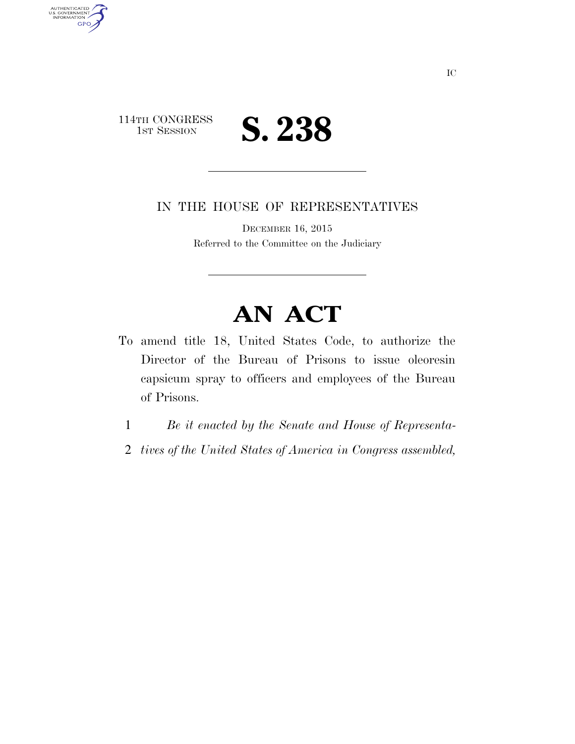114TH CONGRESS
1ST SESSION

# S. 238

IN THE HOUSE OF REPRESENTATIVES

DECEMBER 16, 2015

Referred to the Committee on the Judiciary

# AN ACT

To amend title 18, United States Code, to authorize the Director of the Bureau of Prisons to issue oleoresin capsicum spray to officers and employees of the Bureau of Prisons.

1 *Be it enacted by the Senate and House of Representa-*
2 *tives of the United States of America in Congress assembled,*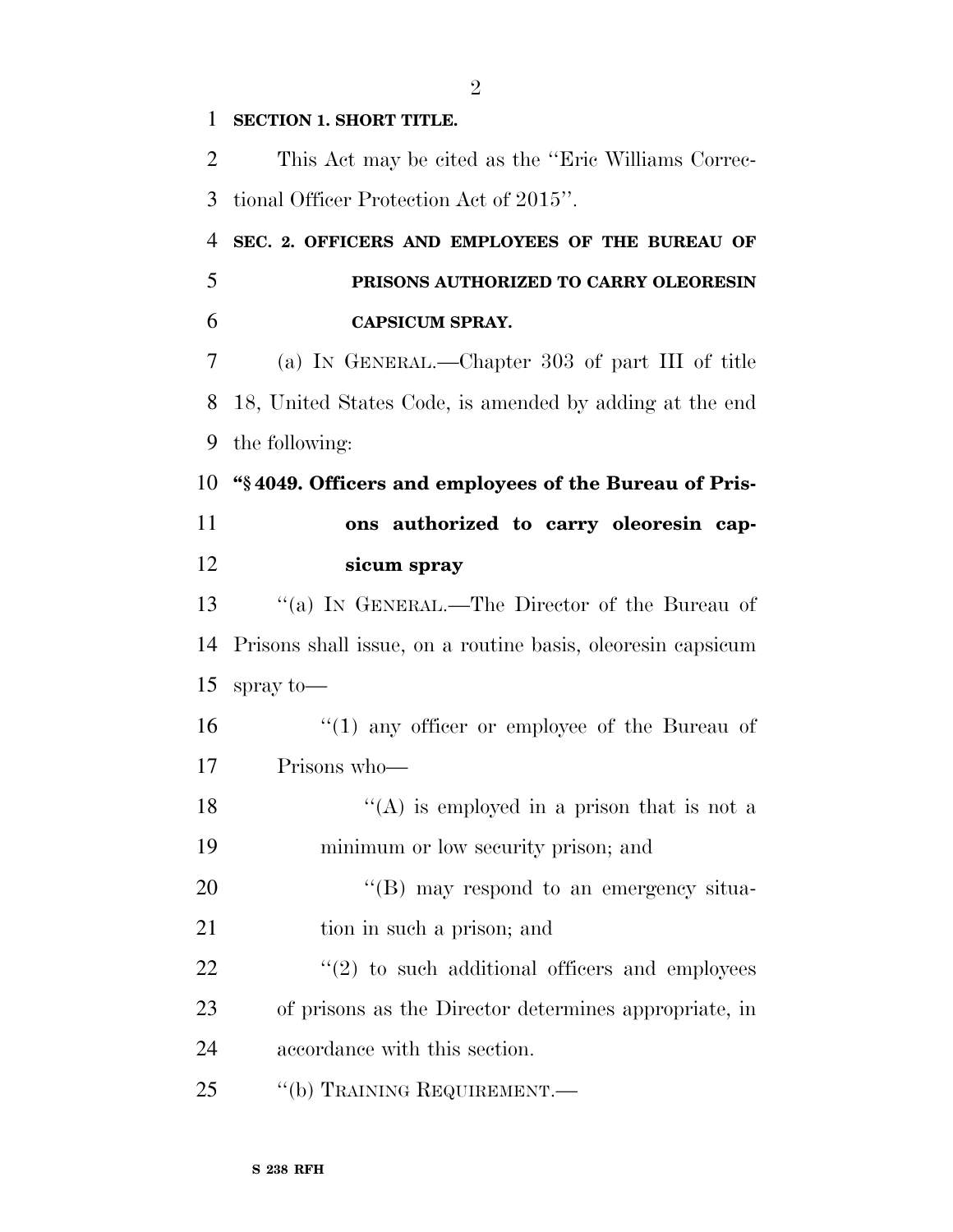**SECTION 1. SHORT TITLE.**

This Act may be cited as the ''Eric Williams Correctional Officer Protection Act of 2015''.

**SEC. 2. OFFICERS AND EMPLOYEES OF THE BUREAU OF PRISONS AUTHORIZED TO CARRY OLEORESIN CAPSICUM SPRAY.**

(a) IN GENERAL.—Chapter 303 of part III of title 18, United States Code, is amended by adding at the end the following:

**''§ 4049. Officers and employees of the Bureau of Prisons authorized to carry oleoresin capsicum spray**

''(a) IN GENERAL.—The Director of the Bureau of Prisons shall issue, on a routine basis, oleoresin capsicum spray to—

''(1) any officer or employee of the Bureau of Prisons who—

''(A) is employed in a prison that is not a minimum or low security prison; and

''(B) may respond to an emergency situation in such a prison; and

''(2) to such additional officers and employees of prisons as the Director determines appropriate, in accordance with this section.

''(b) TRAINING REQUIREMENT.—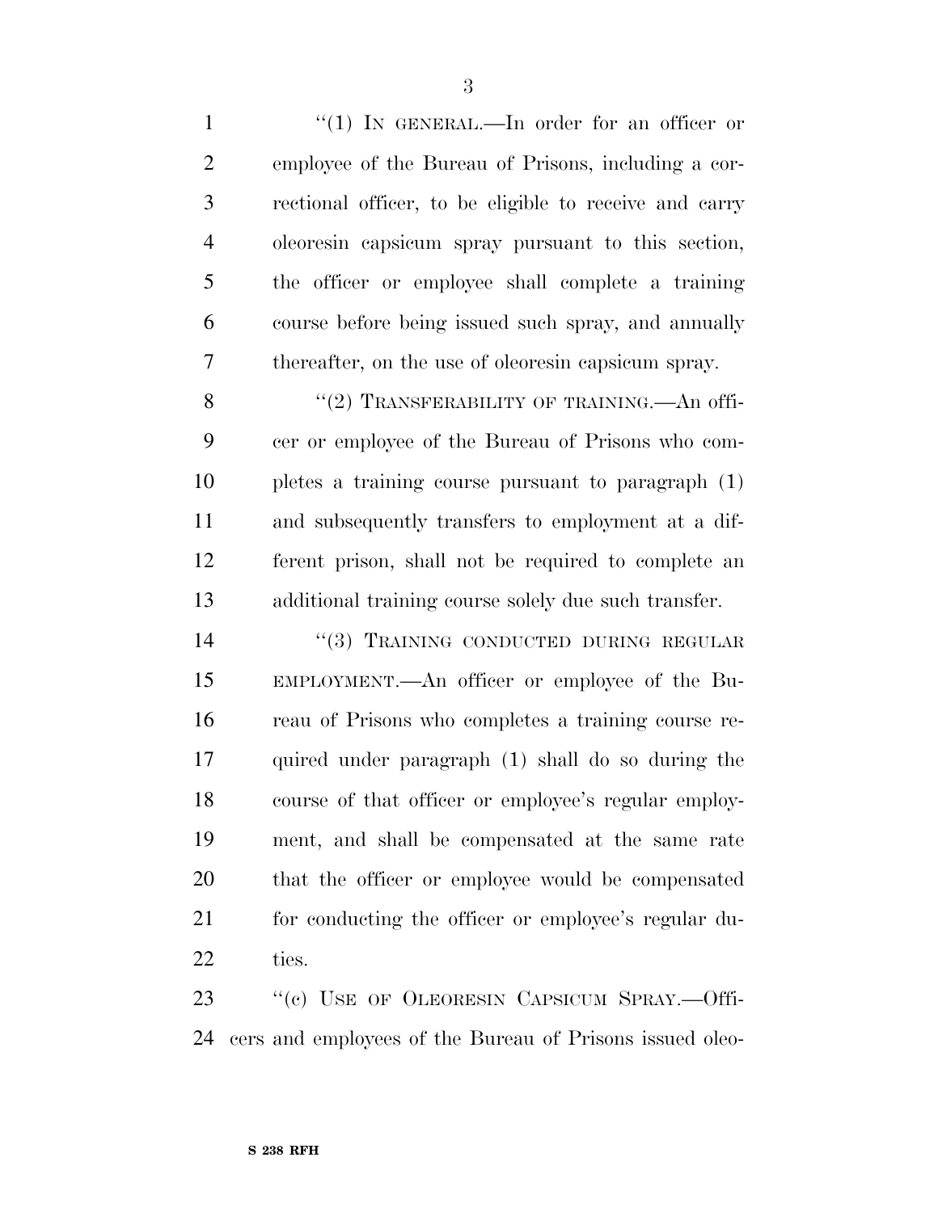"(1) IN GENERAL.—In order for an officer or employee of the Bureau of Prisons, including a correctional officer, to be eligible to receive and carry oleoresin capsicum spray pursuant to this section, the officer or employee shall complete a training course before being issued such spray, and annually thereafter, on the use of oleoresin capsicum spray.

"(2) TRANSFERABILITY OF TRAINING.—An officer or employee of the Bureau of Prisons who completes a training course pursuant to paragraph (1) and subsequently transfers to employment at a different prison, shall not be required to complete an additional training course solely due such transfer.

"(3) TRAINING CONDUCTED DURING REGULAR EMPLOYMENT.—An officer or employee of the Bureau of Prisons who completes a training course required under paragraph (1) shall do so during the course of that officer or employee's regular employment, and shall be compensated at the same rate that the officer or employee would be compensated for conducting the officer or employee's regular duties.

"(c) USE OF OLEORESIN CAPSICUM SPRAY.—Officers and employees of the Bureau of Prisons issued oleo-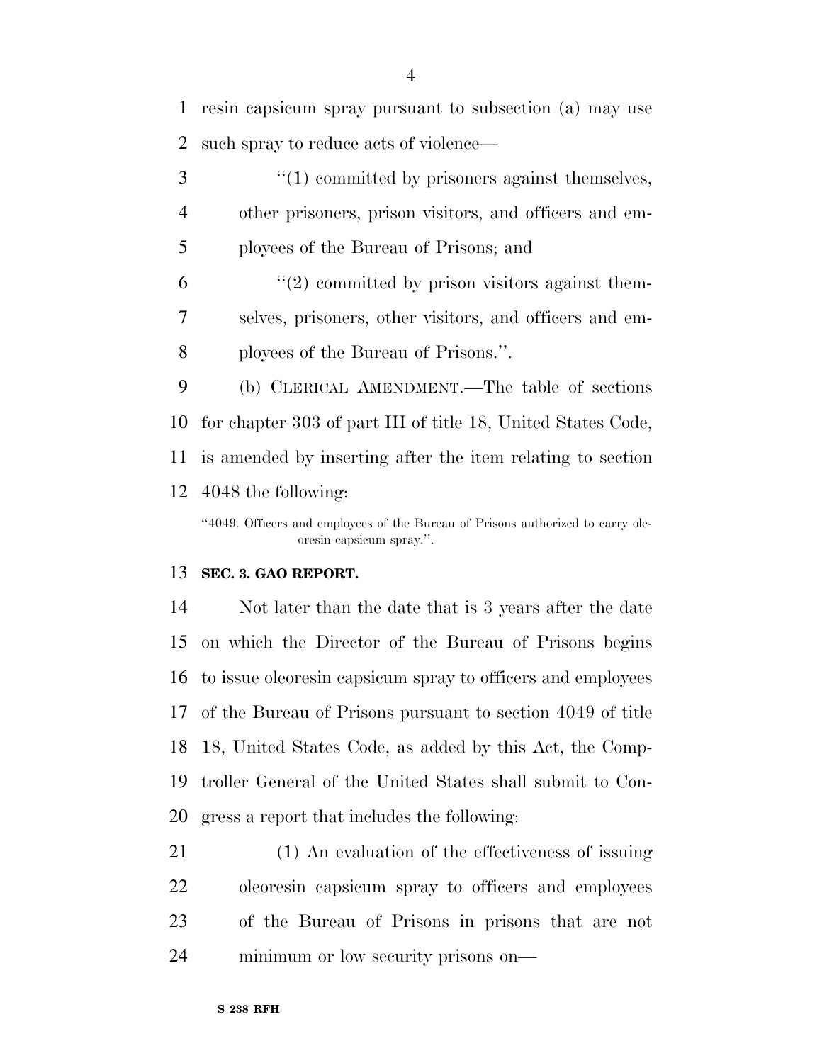resin capsicum spray pursuant to subsection (a) may use such spray to reduce acts of violence—

"(1) committed by prisoners against themselves, other prisoners, prison visitors, and officers and employees of the Bureau of Prisons; and

"(2) committed by prison visitors against themselves, prisoners, other visitors, and officers and employees of the Bureau of Prisons.".

(b) CLERICAL AMENDMENT.—The table of sections for chapter 303 of part III of title 18, United States Code, is amended by inserting after the item relating to section 4048 the following:

"4049. Officers and employees of the Bureau of Prisons authorized to carry oleoresin capsicum spray.".

**SEC. 3. GAO REPORT.**

Not later than the date that is 3 years after the date on which the Director of the Bureau of Prisons begins to issue oleoresin capsicum spray to officers and employees of the Bureau of Prisons pursuant to section 4049 of title 18, United States Code, as added by this Act, the Comptroller General of the United States shall submit to Congress a report that includes the following:

(1) An evaluation of the effectiveness of issuing oleoresin capsicum spray to officers and employees of the Bureau of Prisons in prisons that are not minimum or low security prisons on—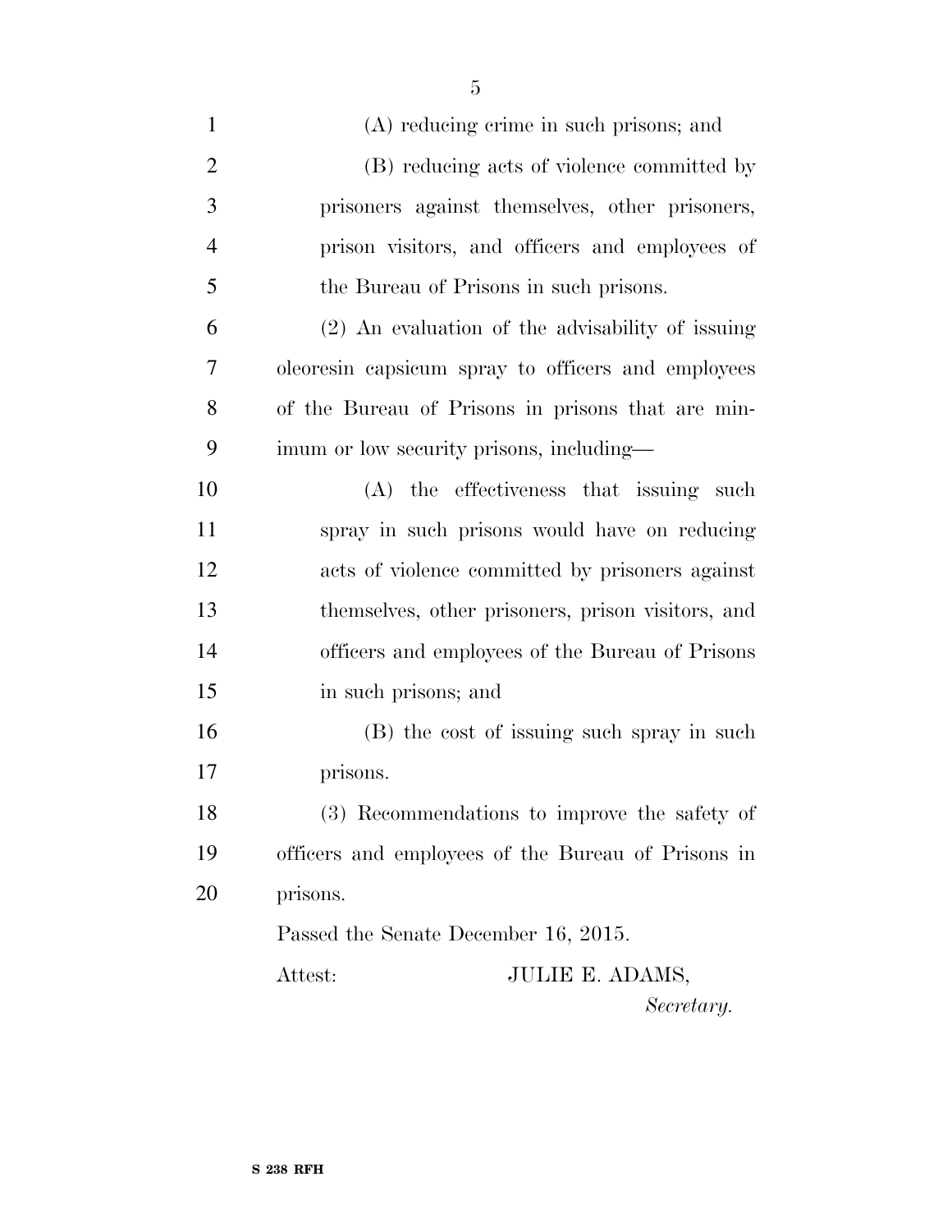(A) reducing crime in such prisons; and

(B) reducing acts of violence committed by prisoners against themselves, other prisoners, prison visitors, and officers and employees of the Bureau of Prisons in such prisons.

(2) An evaluation of the advisability of issuing oleoresin capsicum spray to officers and employees of the Bureau of Prisons in prisons that are minimum or low security prisons, including—

(A) the effectiveness that issuing such spray in such prisons would have on reducing acts of violence committed by prisoners against themselves, other prisoners, prison visitors, and officers and employees of the Bureau of Prisons in such prisons; and

(B) the cost of issuing such spray in such prisons.

(3) Recommendations to improve the safety of officers and employees of the Bureau of Prisons in prisons.

Passed the Senate December 16, 2015.

Attest: JULIE E. ADAMS,

*Secretary.*